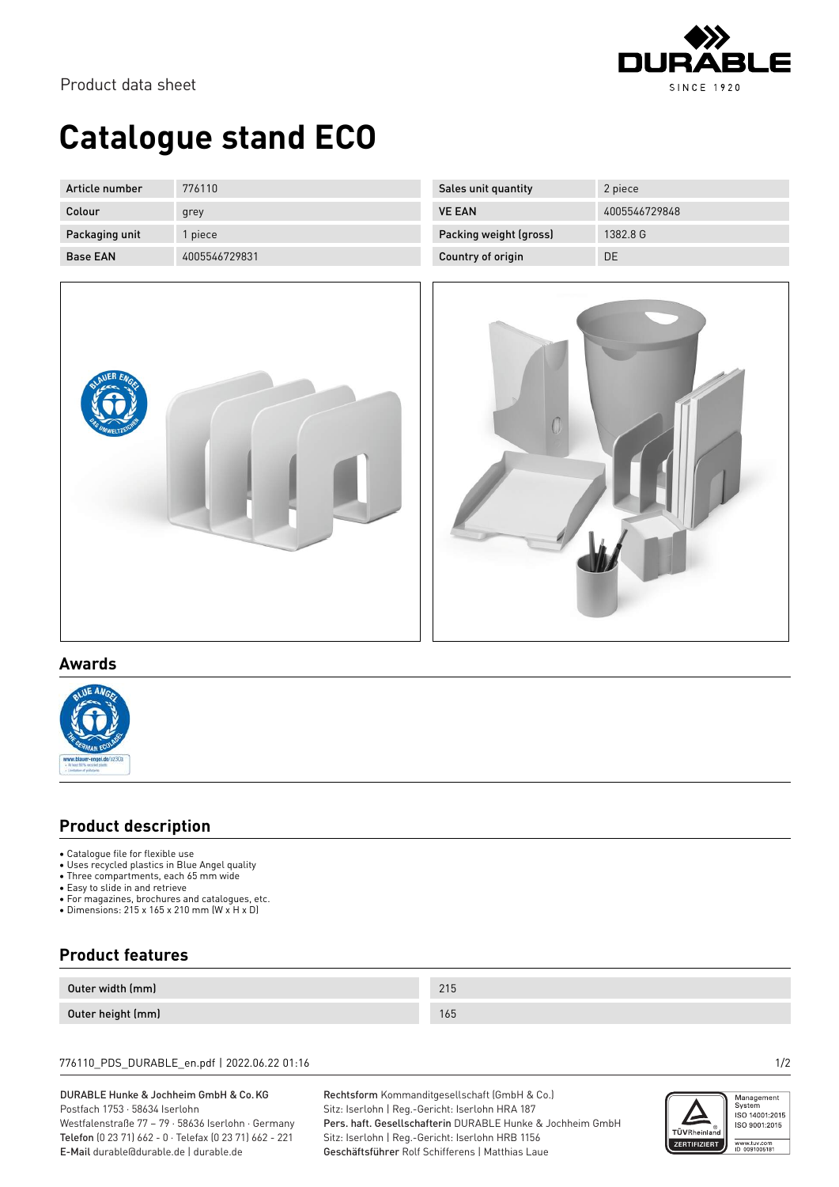Product data sheet

# Catalogue stand ECO

| Article number | 776110 | Sales unit quantity | 2 piece |
|---|---|---|---|
| Colour | grey | VE EAN | 4005546729848 |
| Packaging unit | 1 piece | Packing weight (gross) | 1382.8 G |
| Base EAN | 4005546729831 | Country of origin | DE |

## Awards

## Product description

- Catalogue file for flexible use
- Uses recycled plastics in Blue Angel quality
- Three compartments, each 65 mm wide
- Easy to slide in and retrieve
- For magazines, brochures and catalogues, etc.
- Dimensions: 215 x 165 x 210 mm (W x H x D)

## Product features

| Outer width (mm) | 215 |
|---|---|
| Outer height (mm) | 165 |

776110_PDS_DURABLE_en.pdf | 2022.06.22 01:16

DURABLE Hunke & Jochheim GmbH & Co. KG
Postfach 1753 · 58634 Iserlohn
Westfalenstraße 77 – 79 · 58636 Iserlohn · Germany
**Telefon** (0 23 71) 662 - 0 · Telefax (0 23 71) 662 - 221
**E-Mail** durable@durable.de | durable.de

**Rechtsform** Kommanditgesellschaft (GmbH & Co.)
Sitz: Iserlohn | Reg.-Gericht: Iserlohn HRA 187
**Pers. haft. Gesellschafterin** DURABLE Hunke & Jochheim GmbH
Sitz: Iserlohn | Reg.-Gericht: Iserlohn HRB 1156
**Geschäftsführer** Rolf Schifferens | Matthias Laue

Management System ISO 14001:2015 ISO 9001:2015
www.tuv.com ID 0091006181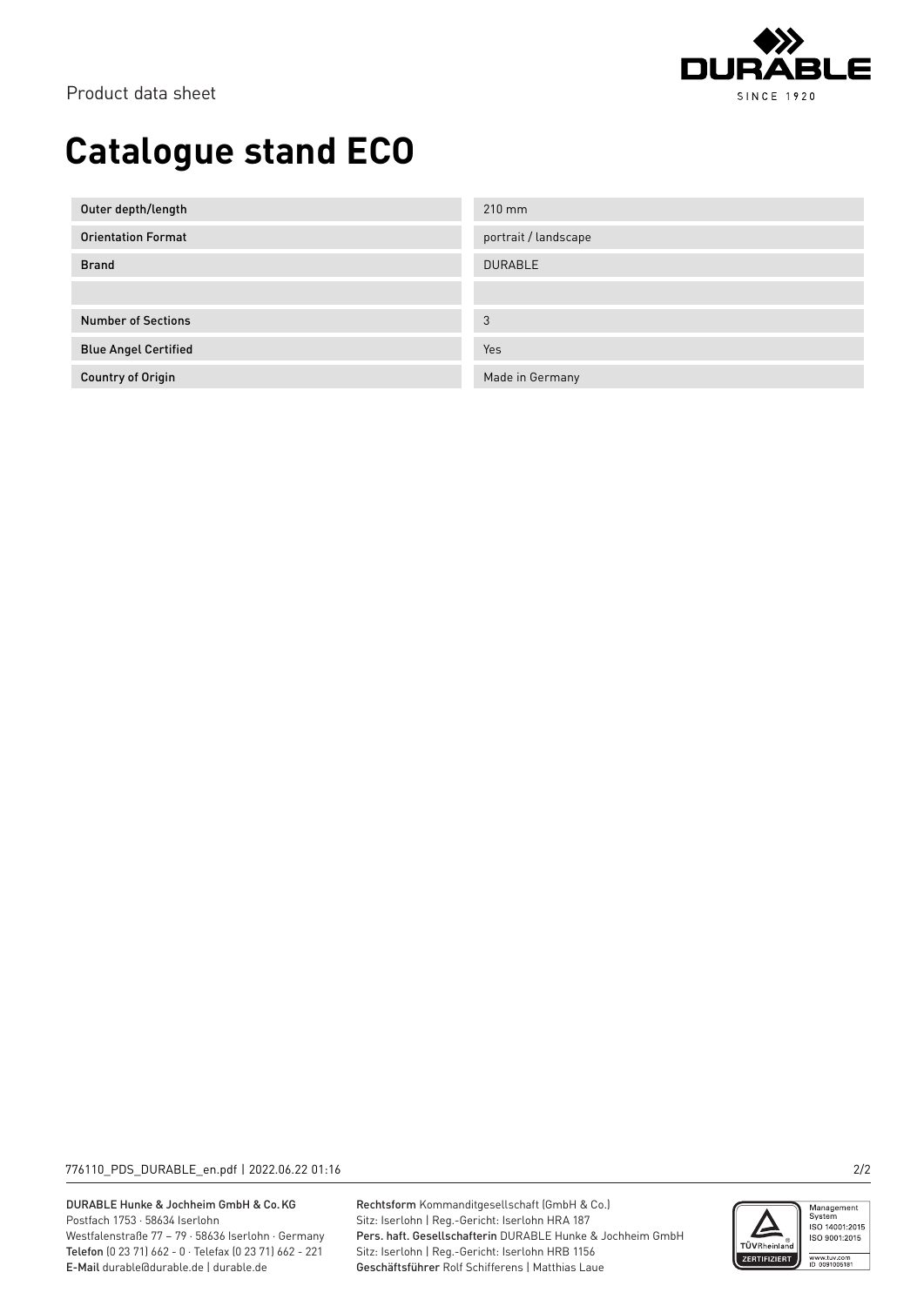Product data sheet

# Catalogue stand ECO

| | |
|---|---|
| Outer depth/length | 210 mm |
| Orientation Format | portrait / landscape |
| Brand | DURABLE |
| | |
| Number of Sections | 3 |
| Blue Angel Certified | Yes |
| Country of Origin | Made in Germany |

776110_PDS_DURABLE_en.pdf | 2022.06.22 01:16

DURABLE Hunke & Jochheim GmbH & Co.KG
Postfach 1753 · 58634 Iserlohn
Westfalenstraße 77 – 79 · 58636 Iserlohn · Germany
Telefon (0 23 71) 662 - 0 · Telefax (0 23 71) 662 - 221
E-Mail durable@durable.de | durable.de

Rechtsform Kommanditgesellschaft (GmbH & Co.)
Sitz: Iserlohn | Reg.-Gericht: Iserlohn HRA 187
Pers. haft. Gesellschafterin DURABLE Hunke & Jochheim GmbH
Sitz: Iserlohn | Reg.-Gericht: Iserlohn HRB 1156
Geschäftsführer Rolf Schifferens | Matthias Laue